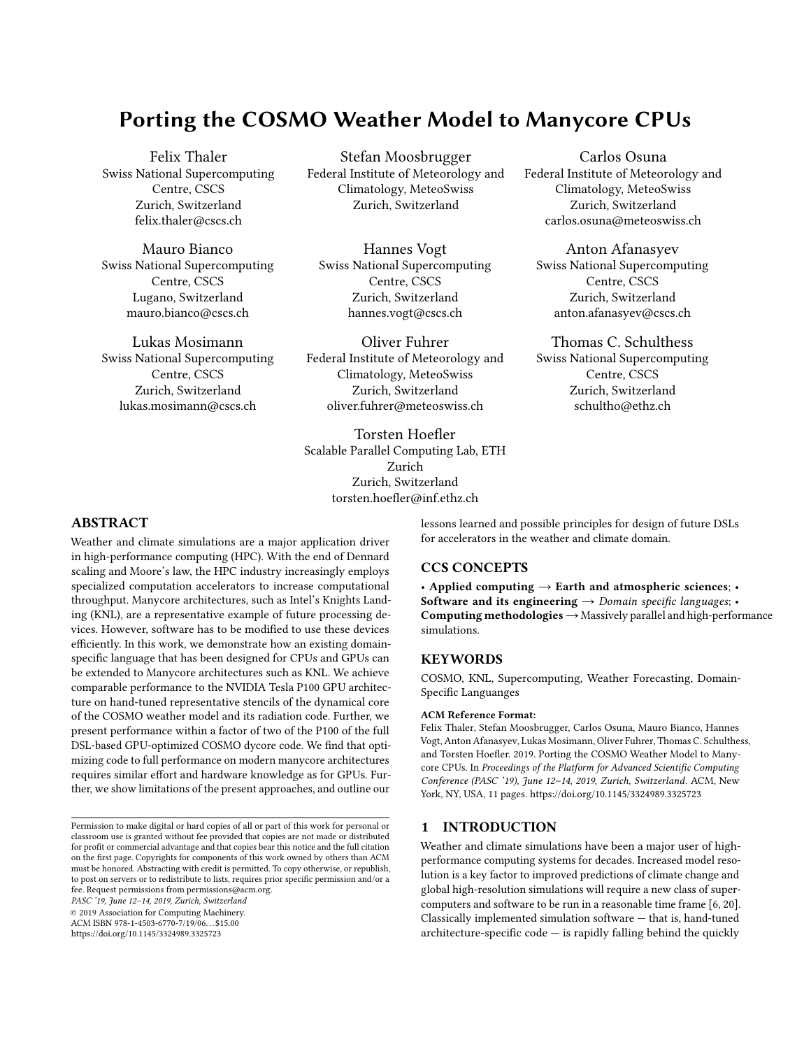# Porting the COSMO Weather Model to Manycore CPUs

Felix Thaler
Swiss National Supercomputing Centre, CSCS
Zurich, Switzerland
felix.thaler@cscs.ch

Stefan Moosbrugger
Federal Institute of Meteorology and Climatology, MeteoSwiss
Zurich, Switzerland

Carlos Osuna
Federal Institute of Meteorology and Climatology, MeteoSwiss
Zurich, Switzerland
carlos.osuna@meteoswiss.ch

Mauro Bianco
Swiss National Supercomputing Centre, CSCS
Lugano, Switzerland
mauro.bianco@cscs.ch

Hannes Vogt
Swiss National Supercomputing Centre, CSCS
Zurich, Switzerland
hannes.vogt@cscs.ch

Anton Afanasyev
Swiss National Supercomputing Centre, CSCS
Zurich, Switzerland
anton.afanasyev@cscs.ch

Lukas Mosimann
Swiss National Supercomputing Centre, CSCS
Zurich, Switzerland
lukas.mosimann@cscs.ch

Oliver Fuhrer
Federal Institute of Meteorology and Climatology, MeteoSwiss
Zurich, Switzerland
oliver.fuhrer@meteoswiss.ch

Thomas C. Schulthess
Swiss National Supercomputing Centre, CSCS
Zurich, Switzerland
schultho@ethz.ch

Torsten Hoefler
Scalable Parallel Computing Lab, ETH Zurich
Zurich, Switzerland
torsten.hoefler@inf.ethz.ch

## ABSTRACT

Weather and climate simulations are a major application driver in high-performance computing (HPC). With the end of Dennard scaling and Moore's law, the HPC industry increasingly employs specialized computation accelerators to increase computational throughput. Manycore architectures, such as Intel's Knights Landing (KNL), are a representative example of future processing devices. However, software has to be modified to use these devices efficiently. In this work, we demonstrate how an existing domain-specific language that has been designed for CPUs and GPUs can be extended to Manycore architectures such as KNL. We achieve comparable performance to the NVIDIA Tesla P100 GPU architecture on hand-tuned representative stencils of the dynamical core of the COSMO weather model and its radiation code. Further, we present performance within a factor of two of the P100 of the full DSL-based GPU-optimized COSMO dycore code. We find that optimizing code to full performance on modern manycore architectures requires similar effort and hardware knowledge as for GPUs. Further, we show limitations of the present approaches, and outline our lessons learned and possible principles for design of future DSLs for accelerators in the weather and climate domain.

## CCS CONCEPTS

• **Applied computing** → **Earth and atmospheric sciences**; • **Software and its engineering** → *Domain specific languages*; • **Computing methodologies** → Massively parallel and high-performance simulations.

## KEYWORDS

COSMO, KNL, Supercomputing, Weather Forecasting, Domain-Specific Languanges

**ACM Reference Format:**
Felix Thaler, Stefan Moosbrugger, Carlos Osuna, Mauro Bianco, Hannes Vogt, Anton Afanasyev, Lukas Mosimann, Oliver Fuhrer, Thomas C. Schulthess, and Torsten Hoefler. 2019. Porting the COSMO Weather Model to Manycore CPUs. In *Proceedings of the Platform for Advanced Scientific Computing Conference (PASC '19), June 12–14, 2019, Zurich, Switzerland.* ACM, New York, NY, USA, 11 pages. https://doi.org/10.1145/3324989.3325723

Permission to make digital or hard copies of all or part of this work for personal or classroom use is granted without fee provided that copies are not made or distributed for profit or commercial advantage and that copies bear this notice and the full citation on the first page. Copyrights for components of this work owned by others than ACM must be honored. Abstracting with credit is permitted. To copy otherwise, or republish, to post on servers or to redistribute to lists, requires prior specific permission and/or a fee. Request permissions from permissions@acm.org.
*PASC '19, June 12–14, 2019, Zurich, Switzerland*
© 2019 Association for Computing Machinery.
ACM ISBN 978-1-4503-6770-7/19/06…$15.00
https://doi.org/10.1145/3324989.3325723

## 1 INTRODUCTION

Weather and climate simulations have been a major user of high-performance computing systems for decades. Increased model resolution is a key factor to improved predictions of climate change and global high-resolution simulations will require a new class of supercomputers and software to be run in a reasonable time frame [6, 20]. Classically implemented simulation software — that is, hand-tuned architecture-specific code — is rapidly falling behind the quickly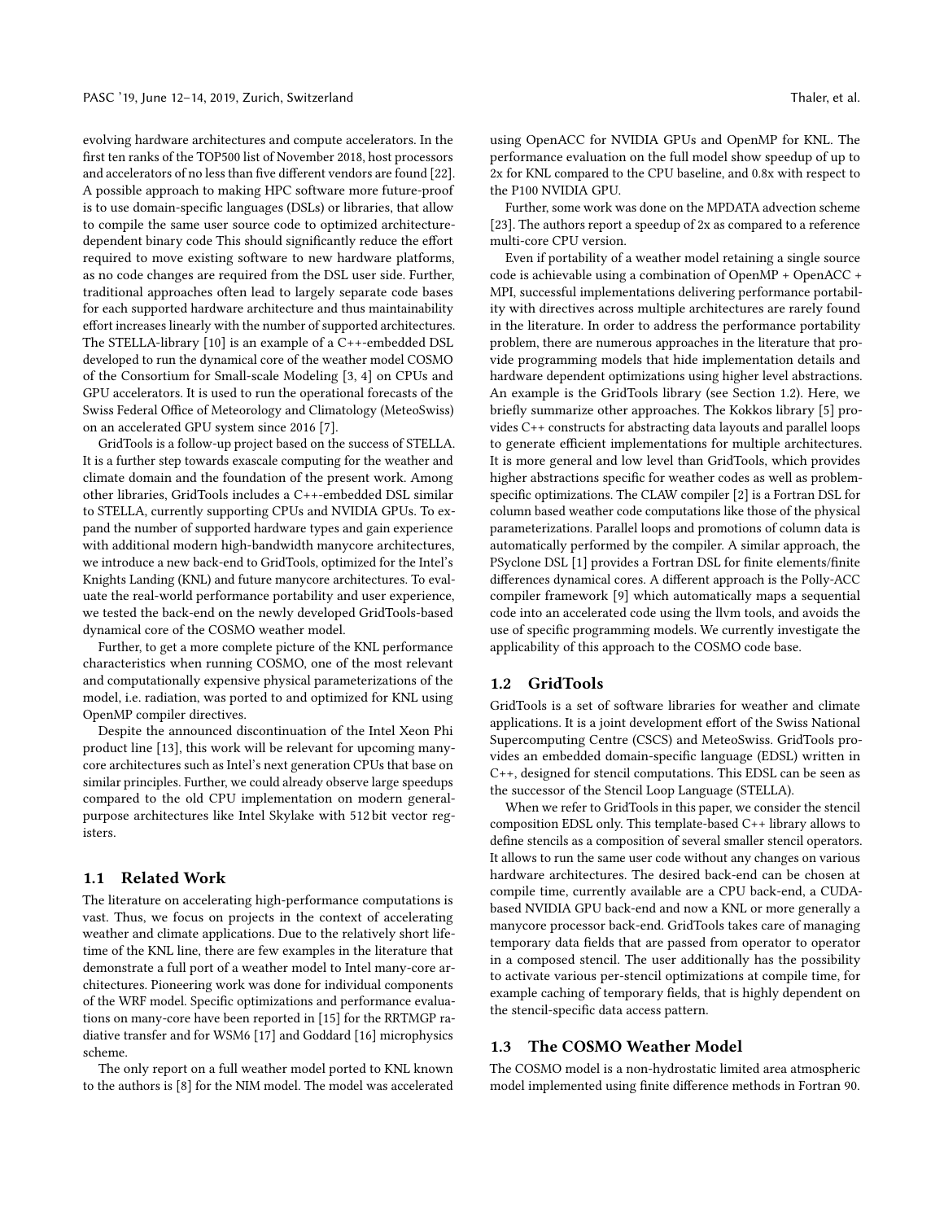evolving hardware architectures and compute accelerators. In the first ten ranks of the TOP500 list of November 2018, host processors and accelerators of no less than five different vendors are found [22]. A possible approach to making HPC software more future-proof is to use domain-specific languages (DSLs) or libraries, that allow to compile the same user source code to optimized architecture-dependent binary code This should significantly reduce the effort required to move existing software to new hardware platforms, as no code changes are required from the DSL user side. Further, traditional approaches often lead to largely separate code bases for each supported hardware architecture and thus maintainability effort increases linearly with the number of supported architectures. The STELLA-library [10] is an example of a C++-embedded DSL developed to run the dynamical core of the weather model COSMO of the Consortium for Small-scale Modeling [3, 4] on CPUs and GPU accelerators. It is used to run the operational forecasts of the Swiss Federal Office of Meteorology and Climatology (MeteoSwiss) on an accelerated GPU system since 2016 [7].

GridTools is a follow-up project based on the success of STELLA. It is a further step towards exascale computing for the weather and climate domain and the foundation of the present work. Among other libraries, GridTools includes a C++-embedded DSL similar to STELLA, currently supporting CPUs and NVIDIA GPUs. To expand the number of supported hardware types and gain experience with additional modern high-bandwidth manycore architectures, we introduce a new back-end to GridTools, optimized for the Intel's Knights Landing (KNL) and future manycore architectures. To evaluate the real-world performance portability and user experience, we tested the back-end on the newly developed GridTools-based dynamical core of the COSMO weather model.

Further, to get a more complete picture of the KNL performance characteristics when running COSMO, one of the most relevant and computationally expensive physical parameterizations of the model, i.e. radiation, was ported to and optimized for KNL using OpenMP compiler directives.

Despite the announced discontinuation of the Intel Xeon Phi product line [13], this work will be relevant for upcoming manycore architectures such as Intel's next generation CPUs that base on similar principles. Further, we could already observe large speedups compared to the old CPU implementation on modern general-purpose architectures like Intel Skylake with 512 bit vector registers.

## 1.1 Related Work

The literature on accelerating high-performance computations is vast. Thus, we focus on projects in the context of accelerating weather and climate applications. Due to the relatively short lifetime of the KNL line, there are few examples in the literature that demonstrate a full port of a weather model to Intel many-core architectures. Pioneering work was done for individual components of the WRF model. Specific optimizations and performance evaluations on many-core have been reported in [15] for the RRTMGP radiative transfer and for WSM6 [17] and Goddard [16] microphysics scheme.

The only report on a full weather model ported to KNL known to the authors is [8] for the NIM model. The model was accelerated using OpenACC for NVIDIA GPUs and OpenMP for KNL. The performance evaluation on the full model show speedup of up to 2x for KNL compared to the CPU baseline, and 0.8x with respect to the P100 NVIDIA GPU.

Further, some work was done on the MPDATA advection scheme [23]. The authors report a speedup of 2x as compared to a reference multi-core CPU version.

Even if portability of a weather model retaining a single source code is achievable using a combination of OpenMP + OpenACC + MPI, successful implementations delivering performance portability with directives across multiple architectures are rarely found in the literature. In order to address the performance portability problem, there are numerous approaches in the literature that provide programming models that hide implementation details and hardware dependent optimizations using higher level abstractions. An example is the GridTools library (see Section 1.2). Here, we briefly summarize other approaches. The Kokkos library [5] provides C++ constructs for abstracting data layouts and parallel loops to generate efficient implementations for multiple architectures. It is more general and low level than GridTools, which provides higher abstractions specific for weather codes as well as problem-specific optimizations. The CLAW compiler [2] is a Fortran DSL for column based weather code computations like those of the physical parameterizations. Parallel loops and promotions of column data is automatically performed by the compiler. A similar approach, the PSyclone DSL [1] provides a Fortran DSL for finite elements/finite differences dynamical cores. A different approach is the Polly-ACC compiler framework [9] which automatically maps a sequential code into an accelerated code using the llvm tools, and avoids the use of specific programming models. We currently investigate the applicability of this approach to the COSMO code base.

## 1.2 GridTools

GridTools is a set of software libraries for weather and climate applications. It is a joint development effort of the Swiss National Supercomputing Centre (CSCS) and MeteoSwiss. GridTools provides an embedded domain-specific language (EDSL) written in C++, designed for stencil computations. This EDSL can be seen as the successor of the Stencil Loop Language (STELLA).

When we refer to GridTools in this paper, we consider the stencil composition EDSL only. This template-based C++ library allows to define stencils as a composition of several smaller stencil operators. It allows to run the same user code without any changes on various hardware architectures. The desired back-end can be chosen at compile time, currently available are a CPU back-end, a CUDA-based NVIDIA GPU back-end and now a KNL or more generally a manycore processor back-end. GridTools takes care of managing temporary data fields that are passed from operator to operator in a composed stencil. The user additionally has the possibility to activate various per-stencil optimizations at compile time, for example caching of temporary fields, that is highly dependent on the stencil-specific data access pattern.

## 1.3 The COSMO Weather Model

The COSMO model is a non-hydrostatic limited area atmospheric model implemented using finite difference methods in Fortran 90.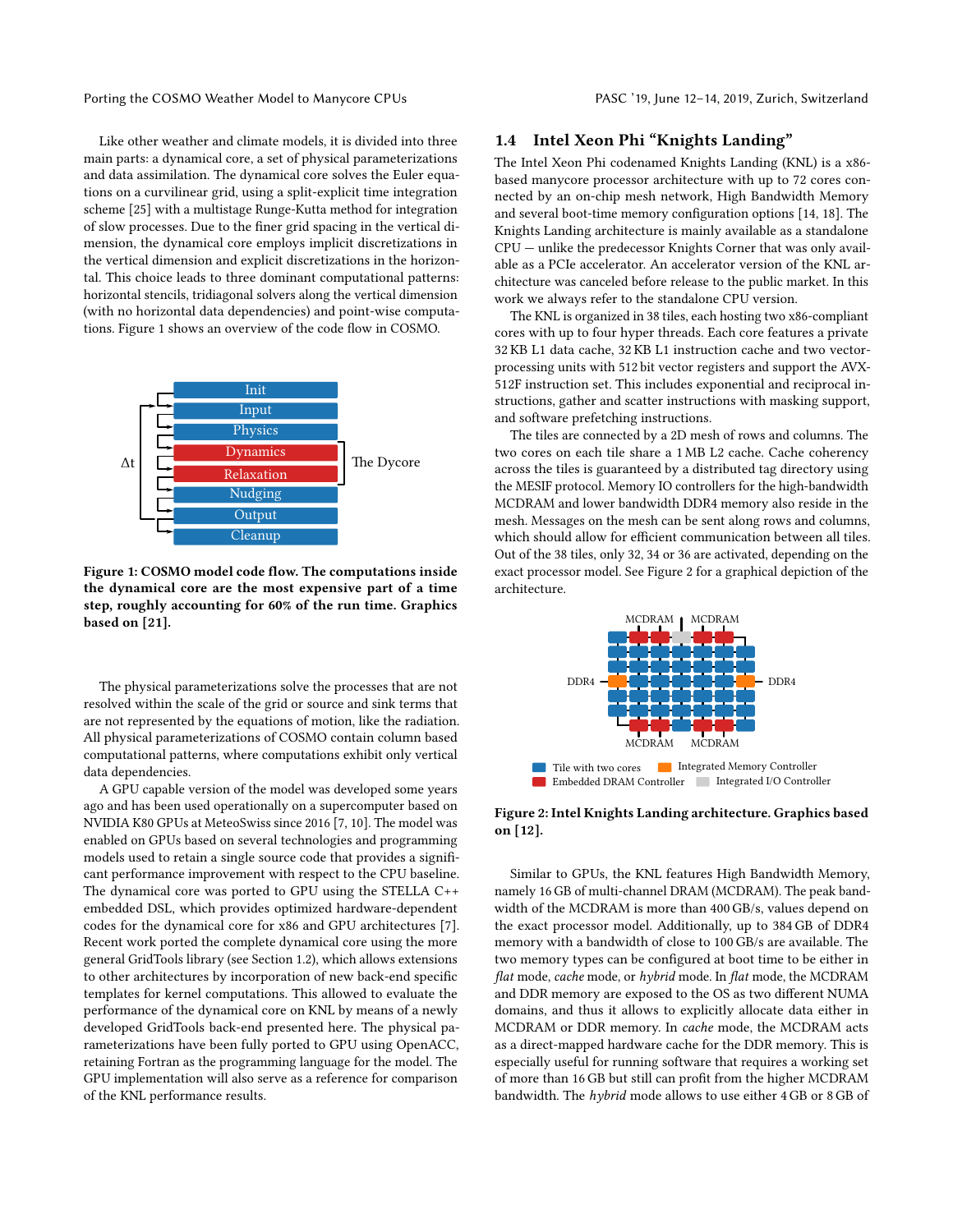Like other weather and climate models, it is divided into three main parts: a dynamical core, a set of physical parameterizations and data assimilation. The dynamical core solves the Euler equations on a curvilinear grid, using a split-explicit time integration scheme [25] with a multistage Runge-Kutta method for integration of slow processes. Due to the finer grid spacing in the vertical dimension, the dynamical core employs implicit discretizations in the vertical dimension and explicit discretizations in the horizontal. This choice leads to three dominant computational patterns: horizontal stencils, tridiagonal solvers along the vertical dimension (with no horizontal data dependencies) and point-wise computations. Figure 1 shows an overview of the code flow in COSMO.

Init
Input
Physics
Dynamics
Relaxation
Nudging
Output
Cleanup
Δt
The Dycore

**Figure 1: COSMO model code flow. The computations inside the dynamical core are the most expensive part of a time step, roughly accounting for 60% of the run time. Graphics based on [21].**

The physical parameterizations solve the processes that are not resolved within the scale of the grid or source and sink terms that are not represented by the equations of motion, like the radiation. All physical parameterizations of COSMO contain column based computational patterns, where computations exhibit only vertical data dependencies.

A GPU capable version of the model was developed some years ago and has been used operationally on a supercomputer based on NVIDIA K80 GPUs at MeteoSwiss since 2016 [7, 10]. The model was enabled on GPUs based on several technologies and programming models used to retain a single source code that provides a significant performance improvement with respect to the CPU baseline. The dynamical core was ported to GPU using the STELLA C++ embedded DSL, which provides optimized hardware-dependent codes for the dynamical core for x86 and GPU architectures [7]. Recent work ported the complete dynamical core using the more general GridTools library (see Section 1.2), which allows extensions to other architectures by incorporation of new back-end specific templates for kernel computations. This allowed to evaluate the performance of the dynamical core on KNL by means of a newly developed GridTools back-end presented here. The physical parameterizations have been fully ported to GPU using OpenACC, retaining Fortran as the programming language for the model. The GPU implementation will also serve as a reference for comparison of the KNL performance results.

## 1.4 Intel Xeon Phi "Knights Landing"

The Intel Xeon Phi codenamed Knights Landing (KNL) is a x86-based manycore processor architecture with up to 72 cores connected by an on-chip mesh network, High Bandwidth Memory and several boot-time memory configuration options [14, 18]. The Knights Landing architecture is mainly available as a standalone CPU — unlike the predecessor Knights Corner that was only available as a PCIe accelerator. An accelerator version of the KNL architecture was canceled before release to the public market. In this work we always refer to the standalone CPU version.

The KNL is organized in 38 tiles, each hosting two x86-compliant cores with up to four hyper threads. Each core features a private 32 KB L1 data cache, 32 KB L1 instruction cache and two vector-processing units with 512 bit vector registers and support the AVX-512F instruction set. This includes exponential and reciprocal instructions, gather and scatter instructions with masking support, and software prefetching instructions.

The tiles are connected by a 2D mesh of rows and columns. The two cores on each tile share a 1 MB L2 cache. Cache coherency across the tiles is guaranteed by a distributed tag directory using the MESIF protocol. Memory IO controllers for the high-bandwidth MCDRAM and lower bandwidth DDR4 memory also reside in the mesh. Messages on the mesh can be sent along rows and columns, which should allow for efficient communication between all tiles. Out of the 38 tiles, only 32, 34 or 36 are activated, depending on the exact processor model. See Figure 2 for a graphical depiction of the architecture.

MCDRAM MCDRAM
DDR4 DDR4
MCDRAM MCDRAM
Tile with two cores
Integrated Memory Controller
Embedded DRAM Controller
Integrated I/O Controller

**Figure 2: Intel Knights Landing architecture. Graphics based on [12].**

Similar to GPUs, the KNL features High Bandwidth Memory, namely 16 GB of multi-channel DRAM (MCDRAM). The peak bandwidth of the MCDRAM is more than 400 GB/s, values depend on the exact processor model. Additionally, up to 384 GB of DDR4 memory with a bandwidth of close to 100 GB/s are available. The two memory types can be configured at boot time to be either in *flat* mode, *cache* mode, or *hybrid* mode. In *flat* mode, the MCDRAM and DDR memory are exposed to the OS as two different NUMA domains, and thus it allows to explicitly allocate data either in MCDRAM or DDR memory. In *cache* mode, the MCDRAM acts as a direct-mapped hardware cache for the DDR memory. This is especially useful for running software that requires a working set of more than 16 GB but still can profit from the higher MCDRAM bandwidth. The *hybrid* mode allows to use either 4 GB or 8 GB of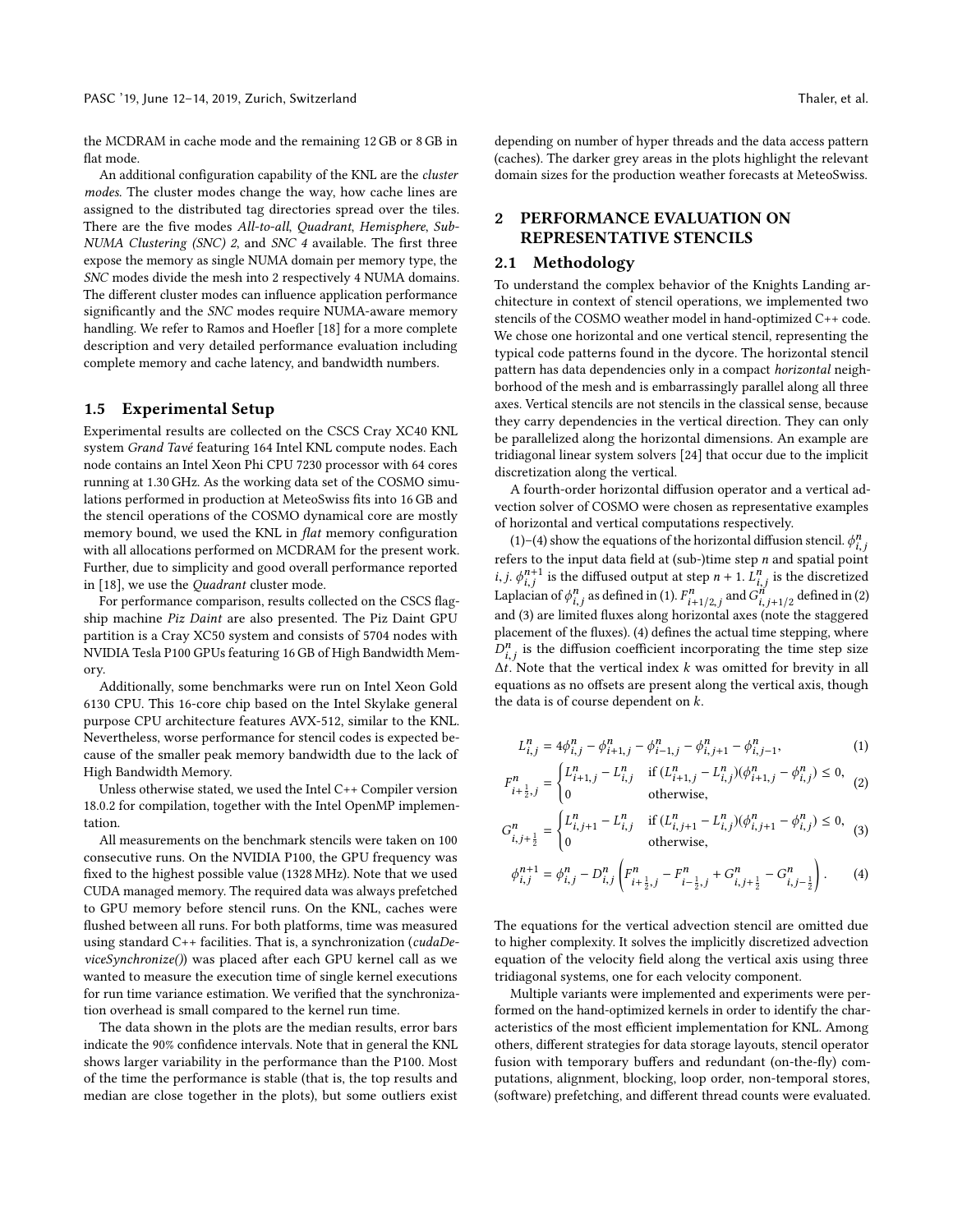the MCDRAM in cache mode and the remaining 12 GB or 8 GB in flat mode.

An additional configuration capability of the KNL are the *cluster modes*. The cluster modes change the way, how cache lines are assigned to the distributed tag directories spread over the tiles. There are the five modes *All-to-all*, *Quadrant*, *Hemisphere*, *Sub-NUMA Clustering (SNC) 2*, and *SNC 4* available. The first three expose the memory as single NUMA domain per memory type, the *SNC* modes divide the mesh into 2 respectively 4 NUMA domains. The different cluster modes can influence application performance significantly and the *SNC* modes require NUMA-aware memory handling. We refer to Ramos and Hoefler [18] for a more complete description and very detailed performance evaluation including complete memory and cache latency, and bandwidth numbers.

### 1.5 Experimental Setup

Experimental results are collected on the CSCS Cray XC40 KNL system *Grand Tavé* featuring 164 Intel KNL compute nodes. Each node contains an Intel Xeon Phi CPU 7230 processor with 64 cores running at 1.30 GHz. As the working data set of the COSMO simulations performed in production at MeteoSwiss fits into 16 GB and the stencil operations of the COSMO dynamical core are mostly memory bound, we used the KNL in *flat* memory configuration with all allocations performed on MCDRAM for the present work. Further, due to simplicity and good overall performance reported in [18], we use the *Quadrant* cluster mode.

For performance comparison, results collected on the CSCS flagship machine *Piz Daint* are also presented. The Piz Daint GPU partition is a Cray XC50 system and consists of 5704 nodes with NVIDIA Tesla P100 GPUs featuring 16 GB of High Bandwidth Memory.

Additionally, some benchmarks were run on Intel Xeon Gold 6130 CPU. This 16-core chip based on the Intel Skylake general purpose CPU architecture features AVX-512, similar to the KNL. Nevertheless, worse performance for stencil codes is expected because of the smaller peak memory bandwidth due to the lack of High Bandwidth Memory.

Unless otherwise stated, we used the Intel C++ Compiler version 18.0.2 for compilation, together with the Intel OpenMP implementation.

All measurements on the benchmark stencils were taken on 100 consecutive runs. On the NVIDIA P100, the GPU frequency was fixed to the highest possible value (1328 MHz). Note that we used CUDA managed memory. The required data was always prefetched to GPU memory before stencil runs. On the KNL, caches were flushed between all runs. For both platforms, time was measured using standard C++ facilities. That is, a synchronization (*cudaDeviceSynchronize()*) was placed after each GPU kernel call as we wanted to measure the execution time of single kernel executions for run time variance estimation. We verified that the synchronization overhead is small compared to the kernel run time.

The data shown in the plots are the median results, error bars indicate the 90% confidence intervals. Note that in general the KNL shows larger variability in the performance than the P100. Most of the time the performance is stable (that is, the top results and median are close together in the plots), but some outliers exist depending on number of hyper threads and the data access pattern (caches). The darker grey areas in the plots highlight the relevant domain sizes for the production weather forecasts at MeteoSwiss.

## 2 PERFORMANCE EVALUATION ON REPRESENTATIVE STENCILS

### 2.1 Methodology

To understand the complex behavior of the Knights Landing architecture in context of stencil operations, we implemented two stencils of the COSMO weather model in hand-optimized C++ code. We chose one horizontal and one vertical stencil, representing the typical code patterns found in the dycore. The horizontal stencil pattern has data dependencies only in a compact *horizontal* neighborhood of the mesh and is embarrassingly parallel along all three axes. Vertical stencils are not stencils in the classical sense, because they carry dependencies in the vertical direction. They can only be parallelized along the horizontal dimensions. An example are tridiagonal linear system solvers [24] that occur due to the implicit discretization along the vertical.

A fourth-order horizontal diffusion operator and a vertical advection solver of COSMO were chosen as representative examples of horizontal and vertical computations respectively.

(1)–(4) show the equations of the horizontal diffusion stencil. $\phi^n_{i,j}$ refers to the input data field at (sub-)time step $n$ and spatial point $i, j$. $\phi^{n+1}_{i,j}$ is the diffused output at step $n+1$. $L^n_{i,j}$ is the discretized Laplacian of $\phi^n_{i,j}$ as defined in (1). $F^n_{i+1/2,j}$ and $G^n_{i,j+1/2}$ defined in (2) and (3) are limited fluxes along horizontal axes (note the staggered placement of the fluxes). (4) defines the actual time stepping, where $D^n_{i,j}$ is the diffusion coefficient incorporating the time step size $\Delta t$. Note that the vertical index $k$ was omitted for brevity in all equations as no offsets are present along the vertical axis, though the data is of course dependent on $k$.

$$L^n_{i,j} = 4\phi^n_{i,j} - \phi^n_{i+1,j} - \phi^n_{i-1,j} - \phi^n_{i,j+1} - \phi^n_{i,j-1}, \tag{1}$$

$$F^n_{i+\frac{1}{2},j} = \begin{cases} L^n_{i+1,j} - L^n_{i,j} & \text{if } (L^n_{i+1,j} - L^n_{i,j})(\phi^n_{i+1,j} - \phi^n_{i,j}) \leq 0, \\ 0 & \text{otherwise,} \end{cases} \tag{2}$$

$$G^n_{i,j+\frac{1}{2}} = \begin{cases} L^n_{i,j+1} - L^n_{i,j} & \text{if } (L^n_{i,j+1} - L^n_{i,j})(\phi^n_{i,j+1} - \phi^n_{i,j}) \leq 0, \\ 0 & \text{otherwise,} \end{cases} \tag{3}$$

$$\phi^{n+1}_{i,j} = \phi^n_{i,j} - D^n_{i,j}\left(F^n_{i+\frac{1}{2},j} - F^n_{i-\frac{1}{2},j} + G^n_{i,j+\frac{1}{2}} - G^n_{i,j-\frac{1}{2}}\right). \tag{4}$$

The equations for the vertical advection stencil are omitted due to higher complexity. It solves the implicitly discretized advection equation of the velocity field along the vertical axis using three tridiagonal systems, one for each velocity component.

Multiple variants were implemented and experiments were performed on the hand-optimized kernels in order to identify the characteristics of the most efficient implementation for KNL. Among others, different strategies for data storage layouts, stencil operator fusion with temporary buffers and redundant (on-the-fly) computations, alignment, blocking, loop order, non-temporal stores, (software) prefetching, and different thread counts were evaluated.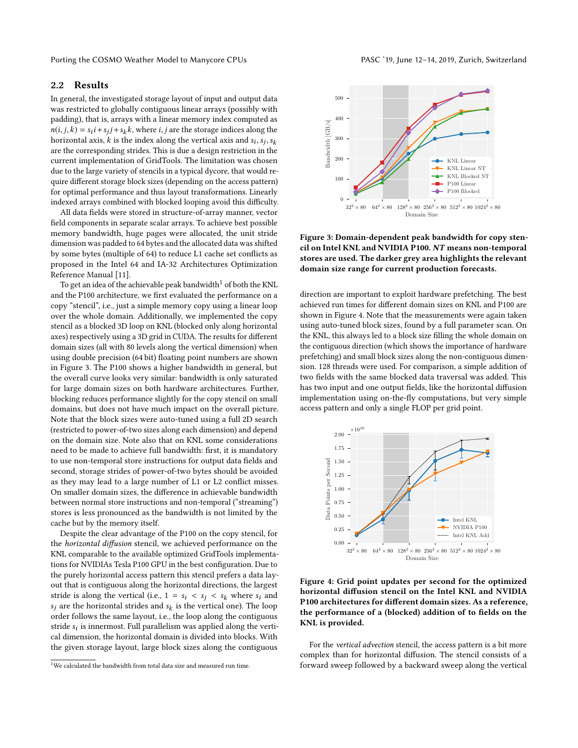## 2.2 Results

In general, the investigated storage layout of input and output data was restricted to globally contiguous linear arrays (possibly with padding), that is, arrays with a linear memory index computed as $n(i, j, k) = s_i i + s_j j + s_k k$, where $i, j$ are the storage indices along the horizontal axis, $k$ is the index along the vertical axis and $s_i, s_j, s_k$ are the corresponding strides. This is due a design restriction in the current implementation of GridTools. The limitation was chosen due to the large variety of stencils in a typical dycore, that would require different storage block sizes (depending on the access pattern) for optimal performance and thus layout transformations. Linearly indexed arrays combined with blocked looping avoid this difficulty.

All data fields were stored in structure-of-array manner, vector field components in separate scalar arrays. To achieve best possible memory bandwidth, huge pages were allocated, the unit stride dimension was padded to 64 bytes and the allocated data was shifted by some bytes (multiple of 64) to reduce L1 cache set conflicts as proposed in the Intel 64 and IA-32 Architectures Optimization Reference Manual [11].

To get an idea of the achievable peak bandwidth[1] of both the KNL and the P100 architecture, we first evaluated the performance on a copy "stencil", i.e., just a simple memory copy using a linear loop over the whole domain. Additionally, we implemented the copy stencil as a blocked 3D loop on KNL (blocked only along horizontal axes) respectively using a 3D grid in CUDA. The results for different domain sizes (all with 80 levels along the vertical dimension) when using double precision (64 bit) floating point numbers are shown in Figure 3. The P100 shows a higher bandwidth in general, but the overall curve looks very similar: bandwidth is only saturated for large domain sizes on both hardware architectures. Further, blocking reduces performance slightly for the copy stencil on small domains, but does not have much impact on the overall picture. Note that the block sizes were auto-tuned using a full 2D search (restricted to power-of-two sizes along each dimension) and depend on the domain size. Note also that on KNL some considerations need to be made to achieve full bandwidth: first, it is mandatory to use non-temporal store instructions for output data fields and second, storage strides of power-of-two bytes should be avoided as they may lead to a large number of L1 or L2 conflict misses. On smaller domain sizes, the difference in achievable bandwidth between normal store instructions and non-temporal ("streaming") stores is less pronounced as the bandwidth is not limited by the cache but by the memory itself.

Despite the clear advantage of the P100 on the copy stencil, for the *horizontal diffusion* stencil, we achieved performance on the KNL comparable to the available optimized GridTools implementations for NVIDIAs Tesla P100 GPU in the best configuration. Due to the purely horizontal access pattern this stencil prefers a data layout that is contiguous along the horizontal directions, the largest stride is along the vertical (i.e., $1 = s_i < s_j < s_k$ where $s_i$ and $s_j$ are the horizontal strides and $s_k$ is the vertical one). The loop order follows the same layout, i.e., the loop along the contiguous stride $s_i$ is innermost. Full parallelism was applied along the vertical dimension, the horizontal domain is divided into blocks. With the given storage layout, large block sizes along the contiguous direction are important to exploit hardware prefetching. The best achieved run times for different domain sizes on KNL and P100 are shown in Figure 4. Note that the measurements were again taken using auto-tuned block sizes, found by a full parameter scan. On the KNL, this always led to a block size filling the whole domain on the contiguous direction (which shows the importance of hardware prefetching) and small block sizes along the non-contiguous dimension. 128 threads were used. For comparison, a simple addition of two fields with the same blocked data traversal was added. This has two input and one output fields, like the horizontal diffusion implementation using on-the-fly computations, but very simple access pattern and only a single FLOP per grid point.

Bandwidth [GB/s]
0
100
200
300
400
500
$32^2 \times 80$ $64^2 \times 80$ $128^2 \times 80$ $256^2 \times 80$ $512^2 \times 80$ $1024^2 \times 80$
Domain Size
KNL Linear
KNL Linear NT
KNL Blocked NT
P100 Linear
P100 Blocked

**Figure 3: Domain-dependent peak bandwidth for copy stencil on Intel KNL and NVIDIA P100. *NT* means non-temporal stores are used. The darker grey area highlights the relevant domain size range for current production forecasts.**

$\times 10^{10}$
Data Points per Second
0.00
0.25
0.50
0.75
1.00
1.25
1.50
1.75
2.00
$32^2 \times 80$ $64^2 \times 80$ $128^2 \times 80$ $256^2 \times 80$ $512^2 \times 80$ $1024^2 \times 80$
Domain Size
Intel KNL
NVIDIA P100
Intel KNL Add

**Figure 4: Grid point updates per second for the optimized horizontal diffusion stencil on the Intel KNL and NVIDIA P100 architectures for different domain sizes. As a reference, the performance of a (blocked) addition of to fields on the KNL is provided.**

For the *vertical advection* stencil, the access pattern is a bit more complex than for horizontal diffusion. The stencil consists of a forward sweep followed by a backward sweep along the vertical

[1] We calculated the bandwidth from total data size and measured run time.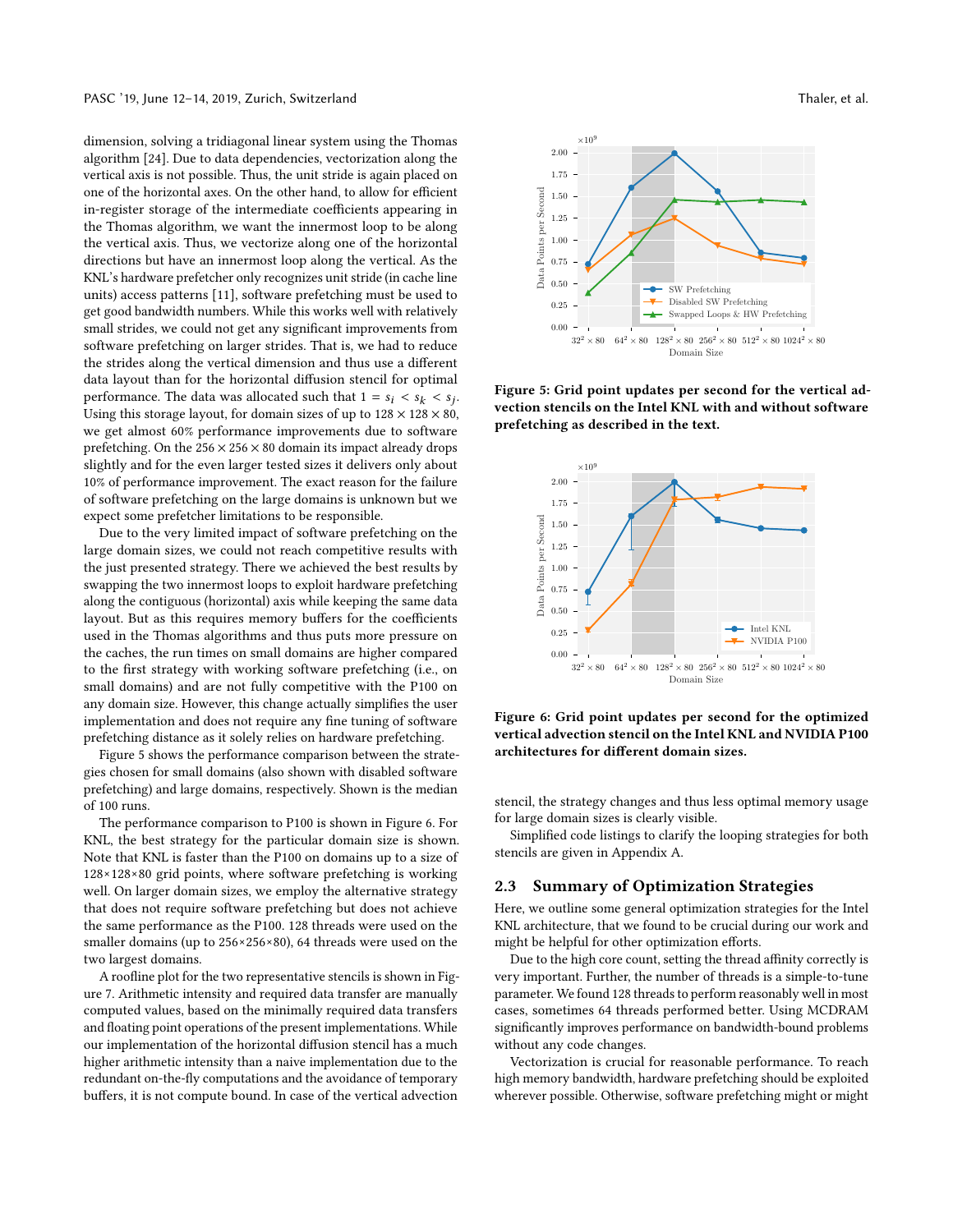dimension, solving a tridiagonal linear system using the Thomas algorithm [24]. Due to data dependencies, vectorization along the vertical axis is not possible. Thus, the unit stride is again placed on one of the horizontal axes. On the other hand, to allow for efficient in-register storage of the intermediate coefficients appearing in the Thomas algorithm, we want the innermost loop to be along the vertical axis. Thus, we vectorize along one of the horizontal directions but have an innermost loop along the vertical. As the KNL's hardware prefetcher only recognizes unit stride (in cache line units) access patterns [11], software prefetching must be used to get good bandwidth numbers. While this works well with relatively small strides, we could not get any significant improvements from software prefetching on larger strides. That is, we had to reduce the strides along the vertical dimension and thus use a different data layout than for the horizontal diffusion stencil for optimal performance. The data was allocated such that $1 = s_i < s_k < s_j$. Using this storage layout, for domain sizes of up to $128 \times 128 \times 80$, we get almost 60% performance improvements due to software prefetching. On the $256 \times 256 \times 80$ domain its impact already drops slightly and for the even larger tested sizes it delivers only about 10% of performance improvement. The exact reason for the failure of software prefetching on the large domains is unknown but we expect some prefetcher limitations to be responsible.

Due to the very limited impact of software prefetching on the large domain sizes, we could not reach competitive results with the just presented strategy. There we achieved the best results by swapping the two innermost loops to exploit hardware prefetching along the contiguous (horizontal) axis while keeping the same data layout. But as this requires memory buffers for the coefficients used in the Thomas algorithms and thus puts more pressure on the caches, the run times on small domains are higher compared to the first strategy with working software prefetching (i.e., on small domains) and are not fully competitive with the P100 on any domain size. However, this change actually simplifies the user implementation and does not require any fine tuning of software prefetching distance as it solely relies on hardware prefetching.

Figure 5 shows the performance comparison between the strategies chosen for small domains (also shown with disabled software prefetching) and large domains, respectively. Shown is the median of 100 runs.

The performance comparison to P100 is shown in Figure 6. For KNL, the best strategy for the particular domain size is shown. Note that KNL is faster than the P100 on domains up to a size of 128×128×80 grid points, where software prefetching is working well. On larger domain sizes, we employ the alternative strategy that does not require software prefetching but does not achieve the same performance as the P100. 128 threads were used on the smaller domains (up to 256×256×80), 64 threads were used on the two largest domains.

A roofline plot for the two representative stencils is shown in Figure 7. Arithmetic intensity and required data transfer are manually computed values, based on the minimally required data transfers and floating point operations of the present implementations. While our implementation of the horizontal diffusion stencil has a much higher arithmetic intensity than a naive implementation due to the redundant on-the-fly computations and the avoidance of temporary buffers, it is not compute bound. In case of the vertical advection stencil, the strategy changes and thus less optimal memory usage for large domain sizes is clearly visible.

**Figure 5: Grid point updates per second for the vertical advection stencils on the Intel KNL with and without software prefetching as described in the text.**

**Figure 6: Grid point updates per second for the optimized vertical advection stencil on the Intel KNL and NVIDIA P100 architectures for different domain sizes.**

Simplified code listings to clarify the looping strategies for both stencils are given in Appendix A.

## 2.3 Summary of Optimization Strategies

Here, we outline some general optimization strategies for the Intel KNL architecture, that we found to be crucial during our work and might be helpful for other optimization efforts.

Due to the high core count, setting the thread affinity correctly is very important. Further, the number of threads is a simple-to-tune parameter. We found 128 threads to perform reasonably well in most cases, sometimes 64 threads performed better. Using MCDRAM significantly improves performance on bandwidth-bound problems without any code changes.

Vectorization is crucial for reasonable performance. To reach high memory bandwidth, hardware prefetching should be exploited wherever possible. Otherwise, software prefetching might or might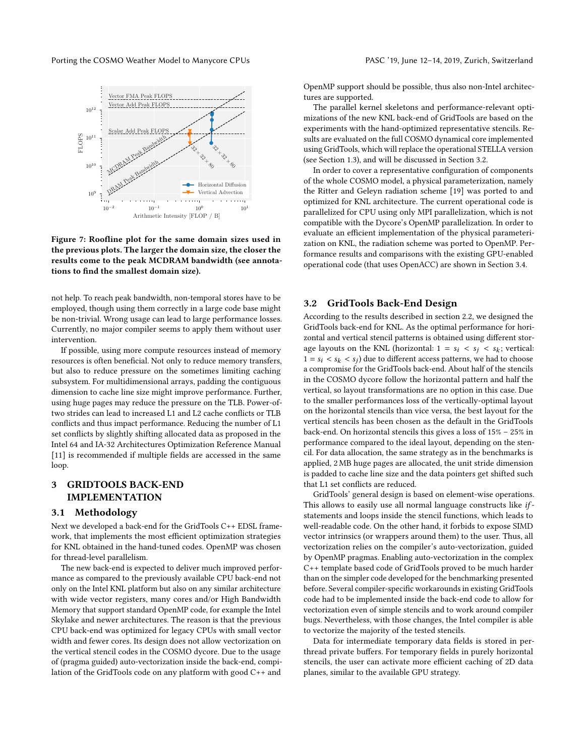Vector FMA Peak FLOPS
Vector Add Peak FLOPS
Scalar Add Peak FLOPS
MCDRAM Peak Bandwidth
DRAM Peak Bandwidth
32 × 32 × 80
32 × 32 × 80
Horizontal Diffusion
Vertical Advection
FLOPS
$10^{12}$
$10^{11}$
$10^{10}$
$10^{9}$
$10^{-2}$
$10^{-1}$
$10^{0}$
$10^{1}$
Arithmetic Intensity [FLOP / B]

**Figure 7: Roofline plot for the same domain sizes used in the previous plots. The larger the domain size, the closer the results come to the peak MCDRAM bandwidth (see annotations to find the smallest domain size).**

not help. To reach peak bandwidth, non-temporal stores have to be employed, though using them correctly in a large code base might be non-trivial. Wrong usage can lead to large performance losses. Currently, no major compiler seems to apply them without user intervention.

If possible, using more compute resources instead of memory resources is often beneficial. Not only to reduce memory transfers, but also to reduce pressure on the sometimes limiting caching subsystem. For multidimensional arrays, padding the contiguous dimension to cache line size might improve performance. Further, using huge pages may reduce the pressure on the TLB. Power-of-two strides can lead to increased L1 and L2 cache conflicts or TLB conflicts and thus impact performance. Reducing the number of L1 set conflicts by slightly shifting allocated data as proposed in the Intel 64 and IA-32 Architectures Optimization Reference Manual [11] is recommended if multiple fields are accessed in the same loop.

# 3 GRIDTOOLS BACK-END IMPLEMENTATION

## 3.1 Methodology

Next we developed a back-end for the GridTools C++ EDSL framework, that implements the most efficient optimization strategies for KNL obtained in the hand-tuned codes. OpenMP was chosen for thread-level parallelism.

The new back-end is expected to deliver much improved performance as compared to the previously available CPU back-end not only on the Intel KNL platform but also on any similar architecture with wide vector registers, many cores and/or High Bandwidth Memory that support standard OpenMP code, for example the Intel Skylake and newer architectures. The reason is that the previous CPU back-end was optimized for legacy CPUs with small vector width and fewer cores. Its design does not allow vectorization on the vertical stencil codes in the COSMO dycore. Due to the usage of (pragma guided) auto-vectorization inside the back-end, compilation of the GridTools code on any platform with good C++ and OpenMP support should be possible, thus also non-Intel architectures are supported.

The parallel kernel skeletons and performance-relevant optimizations of the new KNL back-end of GridTools are based on the experiments with the hand-optimized representative stencils. Results are evaluated on the full COSMO dynamical core implemented using GridTools, which will replace the operational STELLA version (see Section 1.3), and will be discussed in Section 3.2.

In order to cover a representative configuration of components of the whole COSMO model, a physical parameterization, namely the Ritter and Geleyn radiation scheme [19] was ported to and optimized for KNL architecture. The current operational code is parallelized for CPU using only MPI parallelization, which is not compatible with the Dycore's OpenMP parallelization. In order to evaluate an efficient implementation of the physical parameterization on KNL, the radiation scheme was ported to OpenMP. Performance results and comparisons with the existing GPU-enabled operational code (that uses OpenACC) are shown in Section 3.4.

## 3.2 GridTools Back-End Design

According to the results described in section 2.2, we designed the GridTools back-end for KNL. As the optimal performance for horizontal and vertical stencil patterns is obtained using different storage layouts on the KNL (horizontal: $1 = s_i < s_j < s_k$; vertical: $1 = s_i < s_k < s_j$) due to different access patterns, we had to choose a compromise for the GridTools back-end. About half of the stencils in the COSMO dycore follow the horizontal pattern and half the vertical, so layout transformations are no option in this case. Due to the smaller performances loss of the vertically-optimal layout on the horizontal stencils than vice versa, the best layout for the vertical stencils has been chosen as the default in the GridTools back-end. On horizontal stencils this gives a loss of 15% – 25% in performance compared to the ideal layout, depending on the stencil. For data allocation, the same strategy as in the benchmarks is applied, 2 MB huge pages are allocated, the unit stride dimension is padded to cache line size and the data pointers get shifted such that L1 set conflicts are reduced.

GridTools' general design is based on element-wise operations. This allows to easily use all normal language constructs like *if*-statements and loops inside the stencil functions, which leads to well-readable code. On the other hand, it forbids to expose SIMD vector intrinsics (or wrappers around them) to the user. Thus, all vectorization relies on the compiler's auto-vectorization, guided by OpenMP pragmas. Enabling auto-vectorization in the complex C++ template based code of GridTools proved to be much harder than on the simpler code developed for the benchmarking presented before. Several compiler-specific workarounds in existing GridTools code had to be implemented inside the back-end code to allow for vectorization even of simple stencils and to work around compiler bugs. Nevertheless, with those changes, the Intel compiler is able to vectorize the majority of the tested stencils.

Data for intermediate temporary data fields is stored in per-thread private buffers. For temporary fields in purely horizontal stencils, the user can activate more efficient caching of 2D data planes, similar to the available GPU strategy.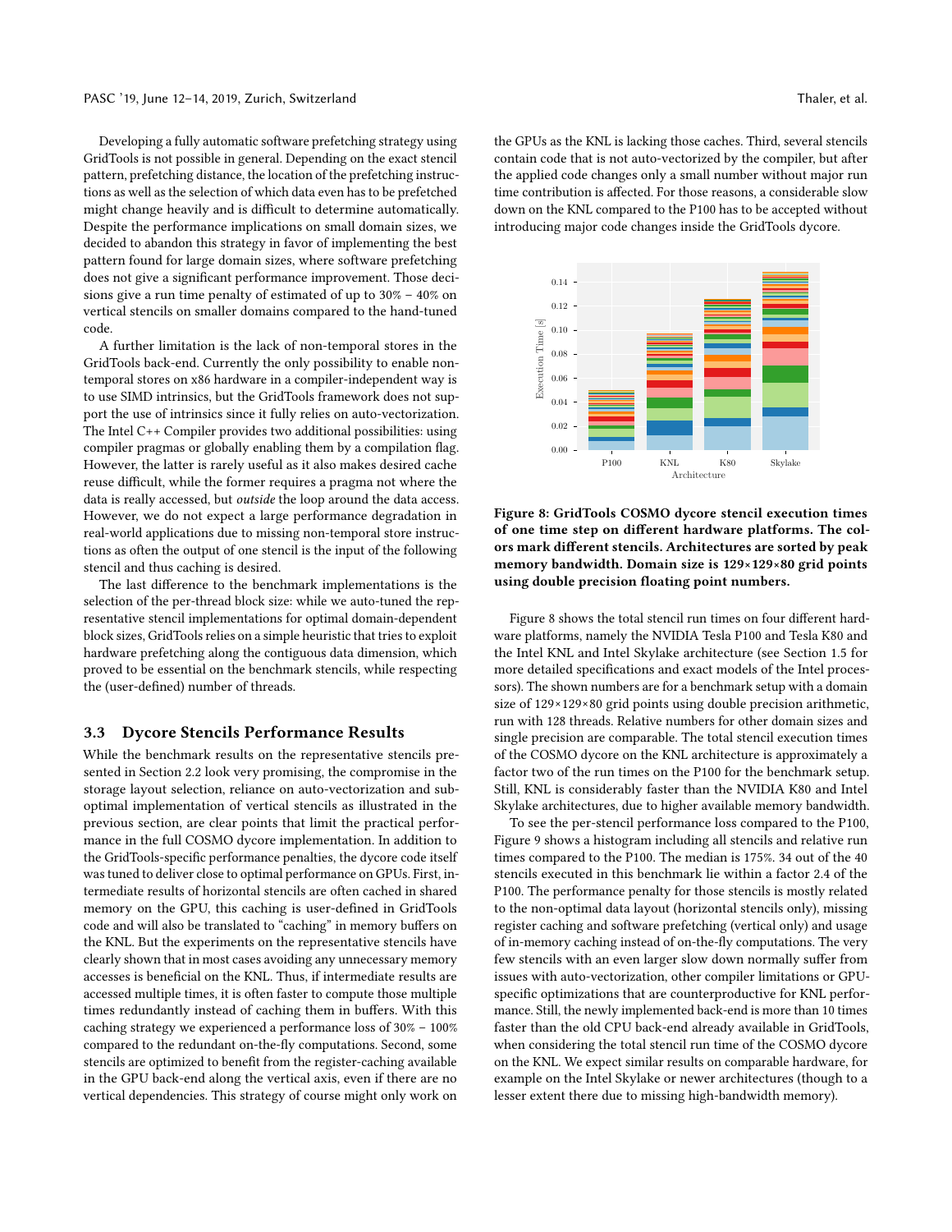Developing a fully automatic software prefetching strategy using GridTools is not possible in general. Depending on the exact stencil pattern, prefetching distance, the location of the prefetching instructions as well as the selection of which data even has to be prefetched might change heavily and is difficult to determine automatically. Despite the performance implications on small domain sizes, we decided to abandon this strategy in favor of implementing the best pattern found for large domain sizes, where software prefetching does not give a significant performance improvement. Those decisions give a run time penalty of estimated of up to 30% – 40% on vertical stencils on smaller domains compared to the hand-tuned code.

A further limitation is the lack of non-temporal stores in the GridTools back-end. Currently the only possibility to enable non-temporal stores on x86 hardware in a compiler-independent way is to use SIMD intrinsics, but the GridTools framework does not support the use of intrinsics since it fully relies on auto-vectorization. The Intel C++ Compiler provides two additional possibilities: using compiler pragmas or globally enabling them by a compilation flag. However, the latter is rarely useful as it also makes desired cache reuse difficult, while the former requires a pragma not where the data is really accessed, but *outside* the loop around the data access. However, we do not expect a large performance degradation in real-world applications due to missing non-temporal store instructions as often the output of one stencil is the input of the following stencil and thus caching is desired.

The last difference to the benchmark implementations is the selection of the per-thread block size: while we auto-tuned the representative stencil implementations for optimal domain-dependent block sizes, GridTools relies on a simple heuristic that tries to exploit hardware prefetching along the contiguous data dimension, which proved to be essential on the benchmark stencils, while respecting the (user-defined) number of threads.

### 3.3 Dycore Stencils Performance Results

While the benchmark results on the representative stencils presented in Section 2.2 look very promising, the compromise in the storage layout selection, reliance on auto-vectorization and sub-optimal implementation of vertical stencils as illustrated in the previous section, are clear points that limit the practical performance in the full COSMO dycore implementation. In addition to the GridTools-specific performance penalties, the dycore code itself was tuned to deliver close to optimal performance on GPUs. First, intermediate results of horizontal stencils are often cached in shared memory on the GPU, this caching is user-defined in GridTools code and will also be translated to “caching” in memory buffers on the KNL. But the experiments on the representative stencils have clearly shown that in most cases avoiding any unnecessary memory accesses is beneficial on the KNL. Thus, if intermediate results are accessed multiple times, it is often faster to compute those multiple times redundantly instead of caching them in buffers. With this caching strategy we experienced a performance loss of 30% – 100% compared to the redundant on-the-fly computations. Second, some stencils are optimized to benefit from the register-caching available in the GPU back-end along the vertical axis, even if there are no vertical dependencies. This strategy of course might only work on the GPUs as the KNL is lacking those caches. Third, several stencils contain code that is not auto-vectorized by the compiler, but after the applied code changes only a small number without major run time contribution is affected. For those reasons, a considerable slow down on the KNL compared to the P100 has to be accepted without introducing major code changes inside the GridTools dycore.

Execution Time [s]
0.00
0.02
0.04
0.06
0.08
0.10
0.12
0.14
P100
KNL
K80
Skylake
Architecture

**Figure 8: GridTools COSMO dycore stencil execution times of one time step on different hardware platforms. The colors mark different stencils. Architectures are sorted by peak memory bandwidth. Domain size is 129×129×80 grid points using double precision floating point numbers.**

Figure 8 shows the total stencil run times on four different hardware platforms, namely the NVIDIA Tesla P100 and Tesla K80 and the Intel KNL and Intel Skylake architecture (see Section 1.5 for more detailed specifications and exact models of the Intel processors). The shown numbers are for a benchmark setup with a domain size of 129×129×80 grid points using double precision arithmetic, run with 128 threads. Relative numbers for other domain sizes and single precision are comparable. The total stencil execution times of the COSMO dycore on the KNL architecture is approximately a factor two of the run times on the P100 for the benchmark setup. Still, KNL is considerably faster than the NVIDIA K80 and Intel Skylake architectures, due to higher available memory bandwidth.

To see the per-stencil performance loss compared to the P100, Figure 9 shows a histogram including all stencils and relative run times compared to the P100. The median is 175%. 34 out of the 40 stencils executed in this benchmark lie within a factor 2.4 of the P100. The performance penalty for those stencils is mostly related to the non-optimal data layout (horizontal stencils only), missing register caching and software prefetching (vertical only) and usage of in-memory caching instead of on-the-fly computations. The very few stencils with an even larger slow down normally suffer from issues with auto-vectorization, other compiler limitations or GPU-specific optimizations that are counterproductive for KNL performance. Still, the newly implemented back-end is more than 10 times faster than the old CPU back-end already available in GridTools, when considering the total stencil run time of the COSMO dycore on the KNL. We expect similar results on comparable hardware, for example on the Intel Skylake or newer architectures (though to a lesser extent there due to missing high-bandwidth memory).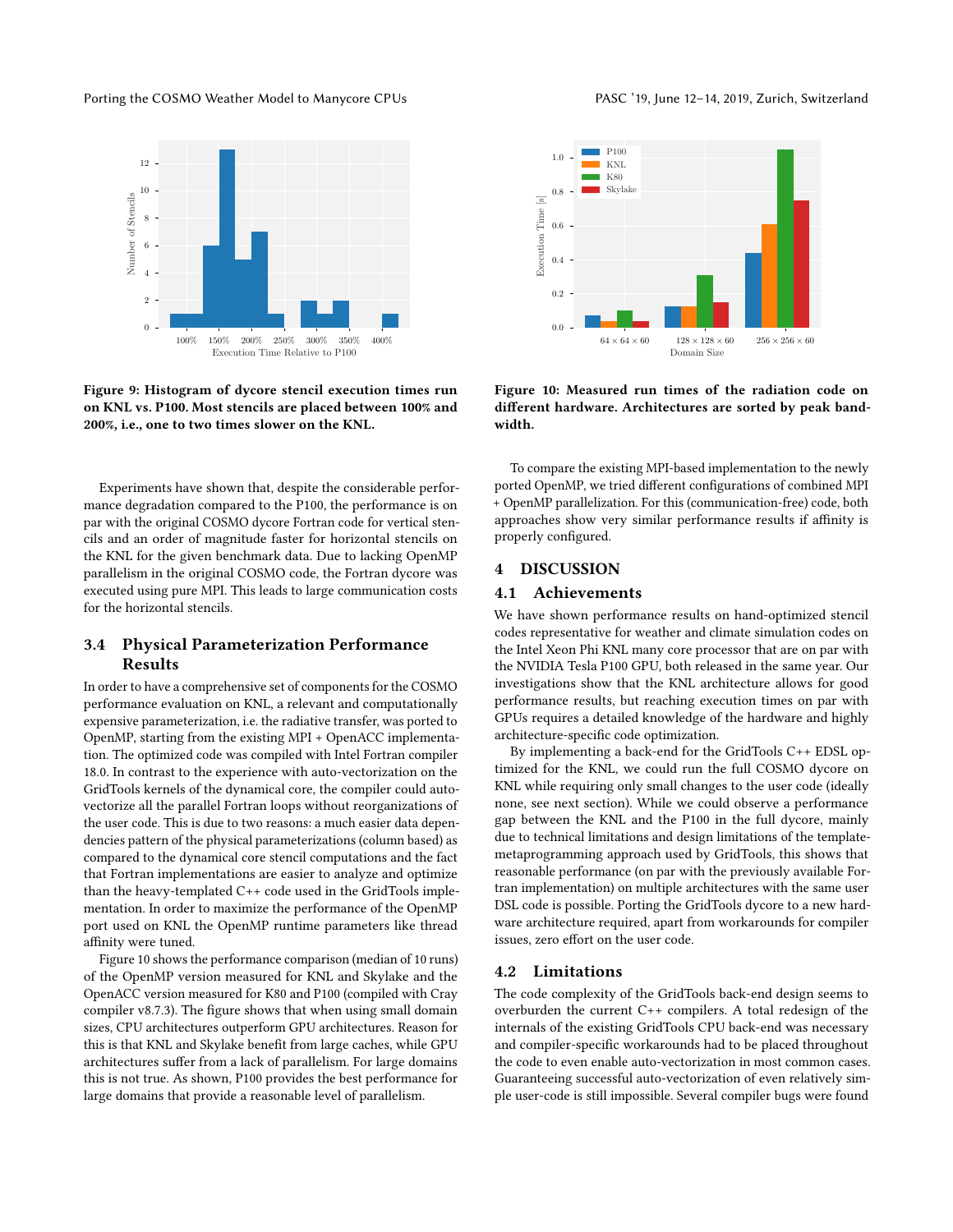Number of Stencils
0
2
4
6
8
10
12
100%
150%
200%
250%
300%
350%
400%
Execution Time Relative to P100

**Figure 9: Histogram of dycore stencil execution times run on KNL vs. P100. Most stencils are placed between 100% and 200%, i.e., one to two times slower on the KNL.**

Experiments have shown that, despite the considerable performance degradation compared to the P100, the performance is on par with the original COSMO dycore Fortran code for vertical stencils and an order of magnitude faster for horizontal stencils on the KNL for the given benchmark data. Due to lacking OpenMP parallelism in the original COSMO code, the Fortran dycore was executed using pure MPI. This leads to large communication costs for the horizontal stencils.

### 3.4 Physical Parameterization Performance Results

In order to have a comprehensive set of components for the COSMO performance evaluation on KNL, a relevant and computationally expensive parameterization, i.e. the radiative transfer, was ported to OpenMP, starting from the existing MPI + OpenACC implementation. The optimized code was compiled with Intel Fortran compiler 18.0. In contrast to the experience with auto-vectorization on the GridTools kernels of the dynamical core, the compiler could auto-vectorize all the parallel Fortran loops without reorganizations of the user code. This is due to two reasons: a much easier data dependencies pattern of the physical parameterizations (column based) as compared to the dynamical core stencil computations and the fact that Fortran implementations are easier to analyze and optimize than the heavy-templated C++ code used in the GridTools implementation. In order to maximize the performance of the OpenMP port used on KNL the OpenMP runtime parameters like thread affinity were tuned.

Figure 10 shows the performance comparison (median of 10 runs) of the OpenMP version measured for KNL and Skylake and the OpenACC version measured for K80 and P100 (compiled with Cray compiler v8.7.3). The figure shows that when using small domain sizes, CPU architectures outperform GPU architectures. Reason for this is that KNL and Skylake benefit from large caches, while GPU architectures suffer from a lack of parallelism. For large domains this is not true. As shown, P100 provides the best performance for large domains that provide a reasonable level of parallelism.

P100
KNL
K80
Skylake
Execution Time [s]
0.0
0.2
0.4
0.6
0.8
1.0
$64 \times 64 \times 60$
$128 \times 128 \times 60$
$256 \times 256 \times 60$
Domain Size

**Figure 10: Measured run times of the radiation code on different hardware. Architectures are sorted by peak bandwidth.**

To compare the existing MPI-based implementation to the newly ported OpenMP, we tried different configurations of combined MPI + OpenMP parallelization. For this (communication-free) code, both approaches show very similar performance results if affinity is properly configured.

## 4 DISCUSSION

### 4.1 Achievements

We have shown performance results on hand-optimized stencil codes representative for weather and climate simulation codes on the Intel Xeon Phi KNL many core processor that are on par with the NVIDIA Tesla P100 GPU, both released in the same year. Our investigations show that the KNL architecture allows for good performance results, but reaching execution times on par with GPUs requires a detailed knowledge of the hardware and highly architecture-specific code optimization.

By implementing a back-end for the GridTools C++ EDSL optimized for the KNL, we could run the full COSMO dycore on KNL while requiring only small changes to the user code (ideally none, see next section). While we could observe a performance gap between the KNL and the P100 in the full dycore, mainly due to technical limitations and design limitations of the template-metaprogramming approach used by GridTools, this shows that reasonable performance (on par with the previously available Fortran implementation) on multiple architectures with the same user DSL code is possible. Porting the GridTools dycore to a new hardware architecture required, apart from workarounds for compiler issues, zero effort on the user code.

### 4.2 Limitations

The code complexity of the GridTools back-end design seems to overburden the current C++ compilers. A total redesign of the internals of the existing GridTools CPU back-end was necessary and compiler-specific workarounds had to be placed throughout the code to even enable auto-vectorization in most common cases. Guaranteeing successful auto-vectorization of even relatively simple user-code is still impossible. Several compiler bugs were found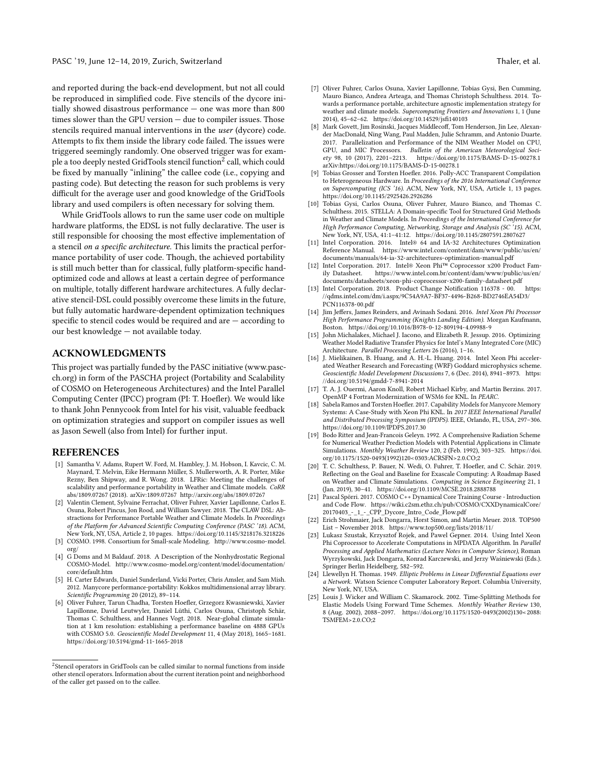and reported during the back-end development, but not all could be reproduced in simplified code. Five stencils of the dycore initially showed disastrous performance — one was more than 800 times slower than the GPU version — due to compiler issues. Those stencils required manual interventions in the *user* (dycore) code. Attempts to fix them inside the library code failed. The issues were triggered seemingly randomly. One observed trigger was for example a too deeply nested GridTools stencil function[2] call, which could be fixed by manually "inlining" the callee code (i.e., copying and pasting code). But detecting the reason for such problems is very difficult for the average user and good knowledge of the GridTools library and used compilers is often necessary for solving them.

While GridTools allows to run the same user code on multiple hardware platforms, the EDSL is not fully declarative. The user is still responsible for choosing the most effective implementation of a stencil *on a specific architecture*. This limits the practical performance portability of user code. Though, the achieved portability is still much better than for classical, fully platform-specific hand-optimized code and allows at least a certain degree of performance on multiple, totally different hardware architectures. A fully declarative stencil-DSL could possibly overcome these limits in the future, but fully automatic hardware-dependent optimization techniques specific to stencil codes would be required and are — according to our best knowledge — not available today.

## ACKNOWLEDGMENTS

This project was partially funded by the PASC initiative (www.pasc-ch.org) in form of the PASCHA project (Portability and Scalability of COSMO on Heterogeneous Architectures) and the Intel Parallel Computing Center (IPCC) program (PI: T. Hoefler). We would like to thank John Pennycook from Intel for his visit, valuable feedback on optimization strategies and support on compiler issues as well as Jason Sewell (also from Intel) for further input.

## REFERENCES

[1] Samantha V. Adams, Rupert W. Ford, M. Hambley, J. M. Hobson, I. Kavcic, C. M. Maynard, T. Melvin, Eike Hermann Müller, S. Mullerworth, A. R. Porter, Mike Rezny, Ben Shipway, and R. Wong. 2018. LFRic: Meeting the challenges of scalability and performance portability in Weather and Climate models. *CoRR* abs/1809.07267 (2018). arXiv:1809.07267 http://arxiv.org/abs/1809.07267

[2] Valentin Clement, Sylvaine Ferrachat, Oliver Fuhrer, Xavier Lapillonne, Carlos E. Osuna, Robert Pincus, Jon Rood, and William Sawyer. 2018. The CLAW DSL: Abstractions for Performance Portable Weather and Climate Models. In *Proceedings of the Platform for Advanced Scientific Computing Conference (PASC '18)*. ACM, New York, NY, USA, Article 2, 10 pages. https://doi.org/10.1145/3218176.3218226

[3] COSMO. 1998. Consortium for Small-scale Modeling. http://www.cosmo-model.org/

[4] G Doms and M Baldauf. 2018. A Description of the Nonhydrostatic Regional COSMO-Model. http://www.cosmo-model.org/content/model/documentation/core/default.htm

[5] H. Carter Edwards, Daniel Sunderland, Vicki Porter, Chris Amsler, and Sam Mish. 2012. Manycore performance-portability: Kokkos multidimensional array library. *Scientific Programming* 20 (2012), 89–114.

[6] Oliver Fuhrer, Tarun Chadha, Torsten Hoefler, Grzegorz Kwasniewski, Xavier Lapillonne, David Leutwyler, Daniel Lüthi, Carlos Osuna, Christoph Schär, Thomas C. Schulthess, and Hannes Vogt. 2018. Near-global climate simulation at 1 km resolution: establishing a performance baseline on 4888 GPUs with COSMO 5.0. *Geoscientific Model Development* 11, 4 (May 2018), 1665–1681. https://doi.org/10.5194/gmd-11-1665-2018

[7] Oliver Fuhrer, Carlos Osuna, Xavier Lapillonne, Tobias Gysi, Ben Cumming, Mauro Bianco, Andrea Arteaga, and Thomas Christoph Schulthess. 2014. Towards a performance portable, architecture agnostic implementation strategy for weather and climate models. *Supercomputing Frontiers and Innovations* 1, 1 (June 2014), 45–62–62. https://doi.org/10.14529/jsfi140103

[8] Mark Govett, Jim Rosinski, Jacques Middlecoff, Tom Henderson, Jin Lee, Alexander MacDonald, Ning Wang, Paul Madden, Julie Schramm, and Antonio Duarte. 2017. Parallelization and Performance of the NIM Weather Model on CPU, GPU, and MIC Processors. *Bulletin of the American Meteorological Society* 98, 10 (2017), 2201–2213. https://doi.org/10.1175/BAMS-D-15-00278.1 arXiv:https://doi.org/10.1175/BAMS-D-15-00278.1

[9] Tobias Grosser and Torsten Hoefler. 2016. Polly-ACC Transparent Compilation to Heterogeneous Hardware. In *Proceedings of the 2016 International Conference on Supercomputing (ICS '16)*. ACM, New York, NY, USA, Article 1, 13 pages. https://doi.org/10.1145/2925426.2926286

[10] Tobias Gysi, Carlos Osuna, Oliver Fuhrer, Mauro Bianco, and Thomas C. Schulthess. 2015. STELLA: A Domain-specific Tool for Structured Grid Methods in Weather and Climate Models. In *Proceedings of the International Conference for High Performance Computing, Networking, Storage and Analysis (SC '15)*. ACM, New York, NY, USA, 41:1–41:12. https://doi.org/10.1145/2807591.2807627

[11] Intel Corporation. 2016. Intel® 64 and IA-32 Architectures Optimization Reference Manual. https://www.intel.com/content/dam/www/public/us/en/documents/manuals/64-ia-32-architectures-optimization-manual.pdf

[12] Intel Corporation. 2017. Intel® Xeon Phi™ Coprocessor x200 Product Family Datasheet. https://www.intel.com.br/content/dam/www/public/us/en/documents/datasheets/xeon-phi-coprocessor-x200-family-datasheet.pdf

[13] Intel Corporation. 2018. Product Change Notification 116378 - 00. https://qdms.intel.com/dm/i.aspx/9C54A9A7-BF37-4496-B268-BD2746EA54D3/PCN116378-00.pdf

[14] Jim Jeffers, James Reinders, and Avinash Sodani. 2016. *Intel Xeon Phi Processor High Performance Programming (Knights Landing Edition)*. Morgan Kaufmann, Boston. https://doi.org/10.1016/B978-0-12-809194-4.09988-9

[15] John Michalakes, Michael J. Iacono, and Elizabeth R. Jessup. 2016. Optimizing Weather Model Radiative Transfer Physics for Intel's Many Integrated Core (MIC) Architecture. *Parallel Processing Letters* 26 (2016), 1–16.

[16] J. Mielikainen, B. Huang, and A. H.-L. Huang. 2014. Intel Xeon Phi accelerated Weather Research and Forecasting (WRF) Goddard microphysics scheme. *Geoscientific Model Development Discussions* 7, 6 (Dec. 2014), 8941–8973. https://doi.org/10.5194/gmdd-7-8941-2014

[17] T. A. J. Ouermi, Aaron Knoll, Robert Michael Kirby, and Martin Berzins. 2017. OpenMP 4 Fortran Modernization of WSM6 for KNL. In *PEARC*.

[18] Sabela Ramos and Torsten Hoefler. 2017. Capability Models for Manycore Memory Systems: A Case-Study with Xeon Phi KNL. In *2017 IEEE International Parallel and Distributed Processing Symposium (IPDPS)*. IEEE, Orlando, FL, USA, 297–306. https://doi.org/10.1109/IPDPS.2017.30

[19] Bodo Ritter and Jean-Francois Geleyn. 1992. A Comprehensive Radiation Scheme for Numerical Weather Prediction Models with Potential Applications in Climate Simulations. *Monthly Weather Review* 120, 2 (Feb. 1992), 303–325. https://doi.org/10.1175/1520-0493(1992)120<0303:ACRSFN>2.0.CO;2

[20] T. C. Schulthess, P. Bauer, N. Wedi, O. Fuhrer, T. Hoefler, and C. Schär. 2019. Reflecting on the Goal and Baseline for Exascale Computing: A Roadmap Based on Weather and Climate Simulations. *Computing in Science Engineering* 21, 1 (Jan. 2019), 30–41. https://doi.org/10.1109/MCSE.2018.2888788

[21] Pascal Spörri. 2017. COSMO C++ Dynamical Core Training Course - Introduction and Code Flow. https://wiki.c2sm.ethz.ch/pub/COSMO/CXXDynamicalCore/20170403_-_1_-_CPP_Dycore_Intro_Code_Flow.pdf

[22] Erich Strohmaier, Jack Dongarra, Horst Simon, and Martin Meuer. 2018. TOP500 List – November 2018. https://www.top500.org/lists/2018/11/

[23] Lukasz Szustak, Krzysztof Rojek, and Pawel Gepner. 2014. Using Intel Xeon Phi Coprocessor to Accelerate Computations in MPDATA Algorithm. In *Parallel Processing and Applied Mathematics (Lecture Notes in Computer Science)*, Roman Wyrzykowski, Jack Dongarra, Konrad Karczewski, and Jerzy Waśniewski (Eds.). Springer Berlin Heidelberg, 582–592.

[24] Llewellyn H. Thomas. 1949. *Elliptic Problems in Linear Differential Equations over a Network.* Watson Science Computer Laboratory Report. Columbia University, New York, NY, USA.

[25] Louis J. Wicker and William C. Skamarock. 2002. Time-Splitting Methods for Elastic Models Using Forward Time Schemes. *Monthly Weather Review* 130, 8 (Aug. 2002), 2088–2097. https://doi.org/10.1175/1520-0493(2002)130<2088:TSMFEM>2.0.CO;2

---

[2] Stencil operators in GridTools can be called similar to normal functions from inside other stencil operators. Information about the current iteration point and neighborhood of the caller get passed on to the callee.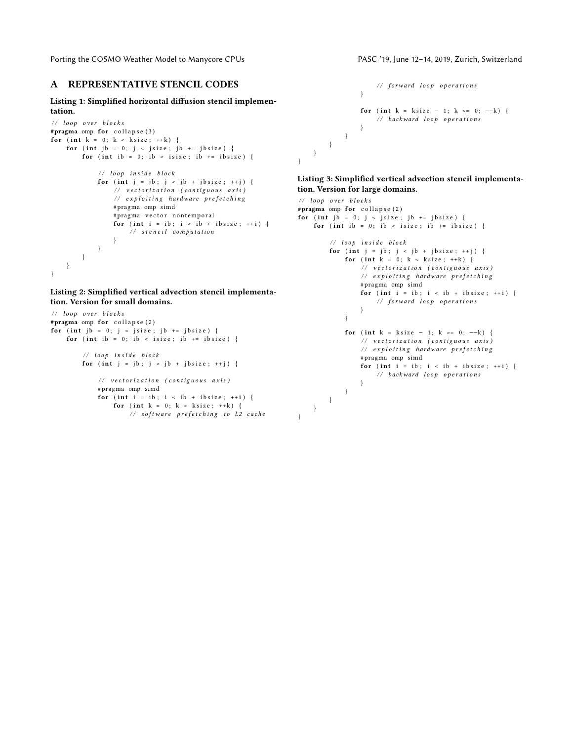## A REPRESENTATIVE STENCIL CODES

**Listing 1: Simplified horizontal diffusion stencil implementation.**

```
// loop over blocks
#pragma omp for collapse(3)
for (int k = 0; k < ksize; ++k) {
    for (int jb = 0; j < jsize; jb += jbsize) {
        for (int ib = 0; ib < isize; ib += ibsize) {

            // loop inside block
            for (int j = jb; j < jb + jbsize; ++j) {
                // vectorization (contiguous axis)
                // exploiting hardware prefetching
                #pragma omp simd
                #pragma vector nontemporal
                for (int i = ib; i < ib + ibsize; ++i) {
                    // stencil computation
                }
            }
        }
    }
}
```

**Listing 2: Simplified vertical advection stencil implementation. Version for small domains.**

```
// loop over blocks
#pragma omp for collapse(2)
for (int jb = 0; j < jsize; jb += jbsize) {
    for (int ib = 0; ib < isize; ib += ibsize) {

        // loop inside block
        for (int j = jb; j < jb + jbsize; ++j) {

            // vectorization (contiguous axis)
            #pragma omp simd
            for (int i = ib; i < ib + ibsize; ++i) {
                for (int k = 0; k < ksize; ++k) {
                    // software prefetching to L2 cache
                    // forward loop operations
                }

                for (int k = ksize - 1; k >= 0; --k) {
                    // backward loop operations
                }
            }
        }
    }
}
```

**Listing 3: Simplified vertical advection stencil implementation. Version for large domains.**

```
// loop over blocks
#pragma omp for collapse(2)
for (int jb = 0; j < jsize; jb += jbsize) {
    for (int ib = 0; ib < isize; ib += ibsize) {

        // loop inside block
        for (int j = jb; j < jb + jbsize; ++j) {
            for (int k = 0; k < ksize; ++k) {
                // vectorization (contiguous axis)
                // exploiting hardware prefetching
                #pragma omp simd
                for (int i = ib; i < ib + ibsize; ++i) {
                    // forward loop operations
                }
            }

            for (int k = ksize - 1; k >= 0; --k) {
                // vectorization (contiguous axis)
                // exploiting hardware prefetching
                #pragma omp simd
                for (int i = ib; i < ib + ibsize; ++i) {
                    // backward loop operations
                }
            }
        }
    }
}
```